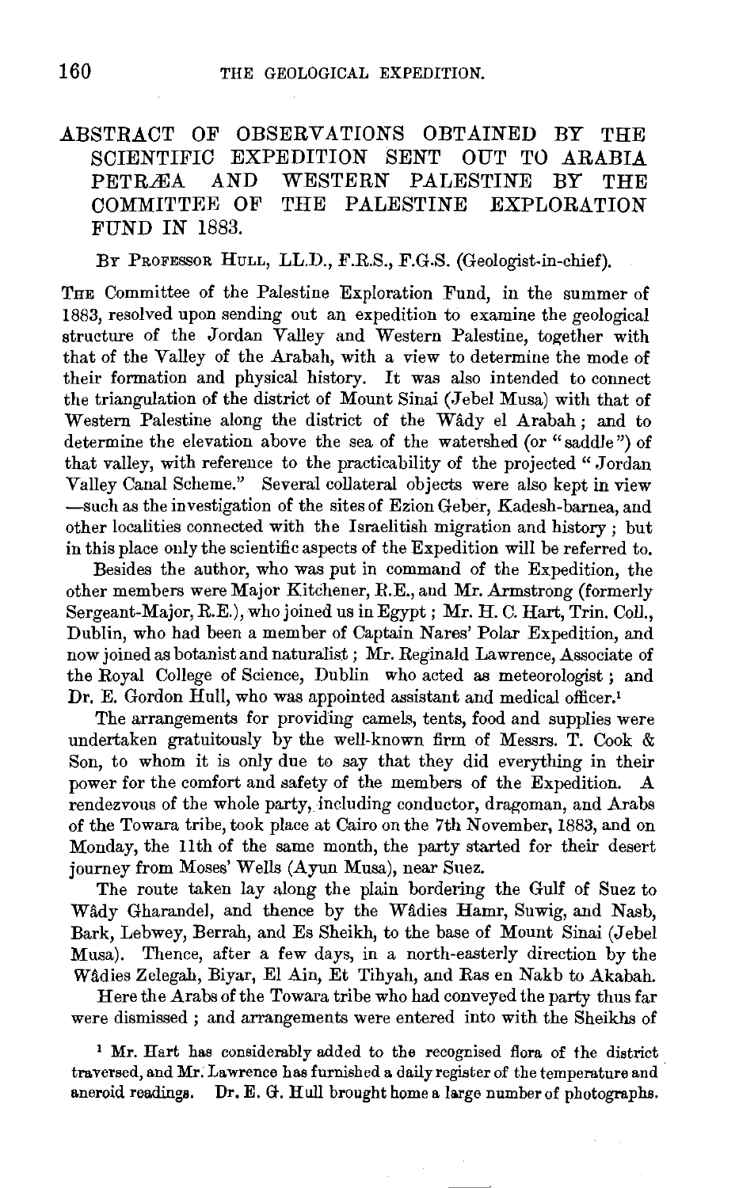# ABSTRACT OF OBSERVATIONS OBTAINED BY THE SCIENTIFIC EXPEDITION SENT OUT TO ARABIA PETRÆA AND WESTERN PALESTINE BY THE COMMITTEE OF THE PALESTINE EXPLORATION FUND IN 1883.

BY PROFESSOR HULL, LL.D., F.R.S., F.G.S. (Geologist-in-chief).

THE Committee of the Palestine Exploration Fund, in the summer of 1883, resolved upon sending out an expedition to examine the geological structure of the Jordan Valley and Western Palestine, together with that of the Valley of the Arabah, with a view to determine the mode of their formation and physical history. It was also intended to connect the triangulation of the district of Mount Sinai (Jebel Musa) with that of Western Palestine along the district of the Wâdy el Arabah; and to determine the elevation above the sea of the watershed (or "saddle") of that valley, with reference to the practicability of the projected "Jordan Valley Canal Scheme." Several collateral objects were also kept in view —such as the investigation of the sites of Ezion Geber, Kadesh-barnea, and other localities connected with the Israelitish migration and history; but in this place only the scientific aspects of the Expedition will be referred to.

Besides the author, who was put in command of the Expedition, the other members were Major Kitchener, R.E., and Mr. Armstrong (formerly Sergeant-Major, R.E.), who joined us in Egypt; Mr. H. C. Hart, Trin. Coll., Dublin, who had been a member of Captain Nares' Polar Expedition, and now joined as botanist and naturalist; Mr. Reginald Lawrence, Associate of the Royal College of Science, Dublin who acted as meteorologist; and Dr. E. Gordon Hull, who was appointed assistant and medical officer.[1]

The arrangements for providing camels, tents, food and supplies were undertaken gratuitously by the well-known firm of Messrs. T. Cook & Son, to whom it is only due to say that they did everything in their power for the comfort and safety of the members of the Expedition. A rendezvous of the whole party, including conductor, dragoman, and Arabs of the Towara tribe, took place at Cairo on the 7th November, 1883, and on Monday, the 11th of the same month, the party started for their desert journey from Moses' Wells (Ayun Musa), near Suez.

The route taken lay along the plain bordering the Gulf of Suez to Wâdy Gharandel, and thence by the Wâdies Hamr, Suwig, and Nasb, Bark, Lebwey, Berrah, and Es Sheikh, to the base of Mount Sinai (Jebel Musa). Thence, after a few days, in a north-easterly direction by the Wâdies Zelegah, Biyar, El Ain, Et Tihyah, and Ras en Nakb to Akabah.

Here the Arabs of the Towara tribe who had conveyed the party thus far were dismissed; and arrangements were entered into with the Sheikhs of

[1] Mr. Hart has considerably added to the recognised flora of the district traversed, and Mr. Lawrence has furnished a daily register of the temperature and aneroid readings. Dr. E. G. Hull brought home a large number of photographs.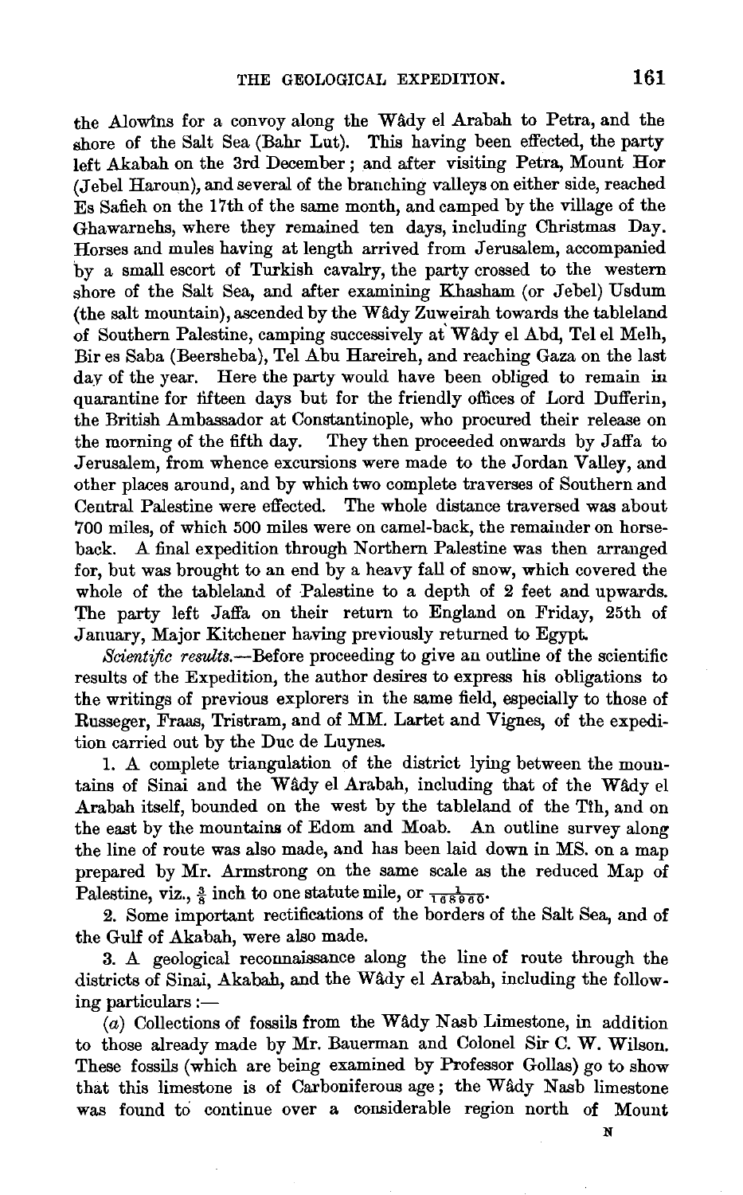the Alowîns for a convoy along the Wâdy el Arabah to Petra, and the shore of the Salt Sea (Bahr Lut). This having been effected, the party left Akabah on the 3rd December; and after visiting Petra, Mount Hor (Jebel Haroun), and several of the branching valleys on either side, reached Es Safieh on the 17th of the same month, and camped by the village of the Ghawarnehs, where they remained ten days, including Christmas Day. Horses and mules having at length arrived from Jerusalem, accompanied by a small escort of Turkish cavalry, the party crossed to the western shore of the Salt Sea, and after examining Khasham (or Jebel) Usdum (the salt mountain), ascended by the Wâdy Zuweirah towards the tableland of Southern Palestine, camping successively at Wâdy el Abd, Tel el Melh, Bir es Saba (Beersheba), Tel Abu Hareireh, and reaching Gaza on the last day of the year. Here the party would have been obliged to remain in quarantine for fifteen days but for the friendly offices of Lord Dufferin, the British Ambassador at Constantinople, who procured their release on the morning of the fifth day. They then proceeded onwards by Jaffa to Jerusalem, from whence excursions were made to the Jordan Valley, and other places around, and by which two complete traverses of Southern and Central Palestine were effected. The whole distance traversed was about 700 miles, of which 500 miles were on camel-back, the remainder on horseback. A final expedition through Northern Palestine was then arranged for, but was brought to an end by a heavy fall of snow, which covered the whole of the tableland of Palestine to a depth of 2 feet and upwards. The party left Jaffa on their return to England on Friday, 25th of January, Major Kitchener having previously returned to Egypt.

*Scientific results.*—Before proceeding to give an outline of the scientific results of the Expedition, the author desires to express his obligations to the writings of previous explorers in the same field, especially to those of Russeger, Fraas, Tristram, and of MM. Lartet and Vignes, of the expedition carried out by the Duc de Luynes.

1. A complete triangulation of the district lying between the mountains of Sinai and the Wâdy el Arabah, including that of the Wâdy el Arabah itself, bounded on the west by the tableland of the Tîh, and on the east by the mountains of Edom and Moab. An outline survey along the line of route was also made, and has been laid down in MS. on a map prepared by Mr. Armstrong on the same scale as the reduced Map of Palestine, viz., $\frac{3}{8}$ inch to one statute mile, or $\frac{1}{168960}$.

2. Some important rectifications of the borders of the Salt Sea, and of the Gulf of Akabah, were also made.

3. A geological reconnaissance along the line of route through the districts of Sinai, Akabah, and the Wâdy el Arabah, including the following particulars:—

(*a*) Collections of fossils from the Wâdy Nasb Limestone, in addition to those already made by Mr. Bauerman and Colonel Sir C. W. Wilson. These fossils (which are being examined by Professor Gollas) go to show that this limestone is of Carboniferous age; the Wâdy Nasb limestone was found to continue over a considerable region north of Mount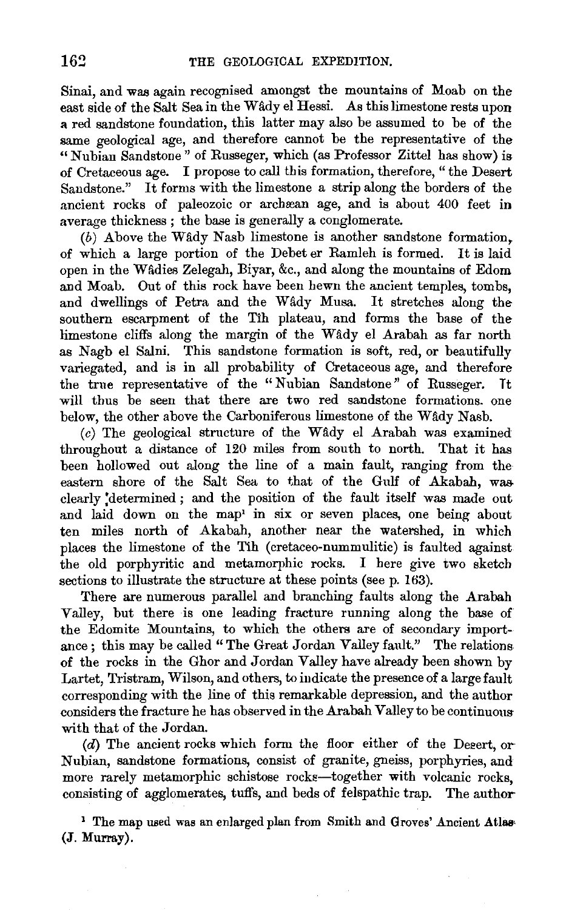Sinai, and was again recognised amongst the mountains of Moab on the east side of the Salt Sea in the Wâdy el Hessi. As this limestone rests upon a red sandstone foundation, this latter may also be assumed to be of the same geological age, and therefore cannot be the representative of the "Nubian Sandstone" of Russeger, which (as Professor Zittel has show) is of Cretaceous age. I propose to call this formation, therefore, "the Desert Sandstone." It forms with the limestone a strip along the borders of the ancient rocks of paleozoic or archæan age, and is about 400 feet in average thickness; the base is generally a conglomerate.

(*b*) Above the Wâdy Nasb limestone is another sandstone formation, of which a large portion of the Debet er Ramleh is formed. It is laid open in the Wâdies Zelegah, Biyar, &c., and along the mountains of Edom and Moab. Out of this rock have been hewn the ancient temples, tombs, and dwellings of Petra and the Wâdy Musa. It stretches along the southern escarpment of the Tîh plateau, and forms the base of the limestone cliffs along the margin of the Wâdy el Arabah as far north as Nagb el Salni. This sandstone formation is soft, red, or beautifully variegated, and is in all probability of Cretaceous age, and therefore the true representative of the "Nubian Sandstone" of Russeger. It will thus be seen that there are two red sandstone formations. one below, the other above the Carboniferous limestone of the Wâdy Nasb.

(*c*) The geological structure of the Wâdy el Arabah was examined throughout a distance of 120 miles from south to north. That it has been hollowed out along the line of a main fault, ranging from the eastern shore of the Salt Sea to that of the Gulf of Akabah, was clearly determined; and the position of the fault itself was made out and laid down on the map[1] in six or seven places, one being about ten miles north of Akabah, another near the watershed, in which places the limestone of the Tîh (cretaceo-nummulitic) is faulted against the old porphyritic and metamorphic rocks. I here give two sketch sections to illustrate the structure at these points (see p. 163).

There are numerous parallel and branching faults along the Arabah Valley, but there is one leading fracture running along the base of the Edomite Mountains, to which the others are of secondary importance; this may be called "The Great Jordan Valley fault." The relations of the rocks in the Ghor and Jordan Valley have already been shown by Lartet, Tristram, Wilson, and others, to indicate the presence of a large fault corresponding with the line of this remarkable depression, and the author considers the fracture he has observed in the Arabah Valley to be continuous with that of the Jordan.

(*d*) The ancient rocks which form the floor either of the Desert, or Nubian, sandstone formations, consist of granite, gneiss, porphyries, and more rarely metamorphic schistose rocks—together with volcanic rocks, consisting of agglomerates, tuffs, and beds of felspathic trap. The author

[1] The map used was an enlarged plan from Smith and Groves' Ancient Atlas (J. Murray).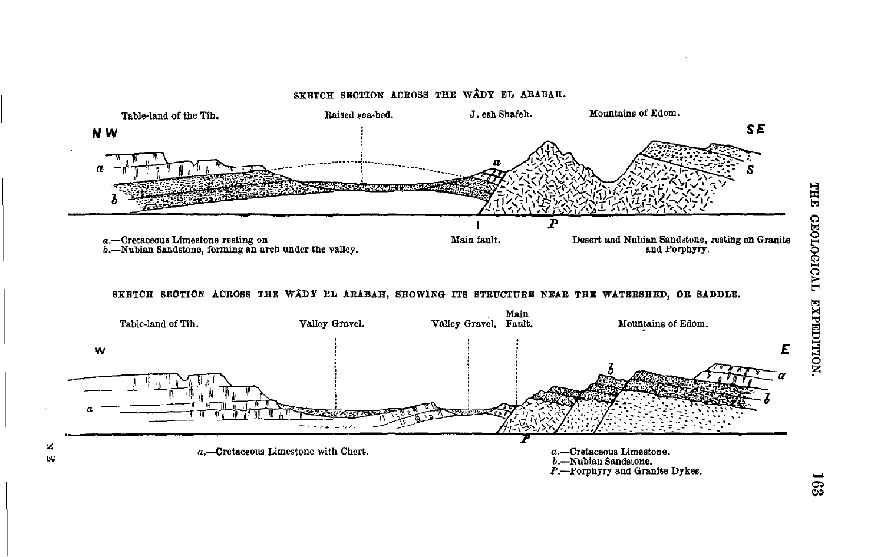SKETCH SECTION ACROSS THE WÂDY EL ARABAH.

Table-land of the Tîh. Raised sea-bed. J. esh Shafeh. Mountains of Edom.

NW SE

a.—Cretaceous Limestone resting on
b.—Nubian Sandstone, forming an arch under the valley.

Main fault.

Desert and Nubian Sandstone, resting on Granite and Porphyry.

SKETCH SECTION ACROSS THE WÂDY EL ARABAH, SHOWING ITS STRUCTURE NEAR THE WATERSHED, OR SADDLE.

Table-land of Tîh. Valley Gravel. Valley Gravel. Main Fault. Mountains of Edom.

W E

a.—Cretaceous Limestone with Chert.

a.—Cretaceous Limestone.
b.—Nubian Sandstone.
P.—Porphyry and Granite Dykes.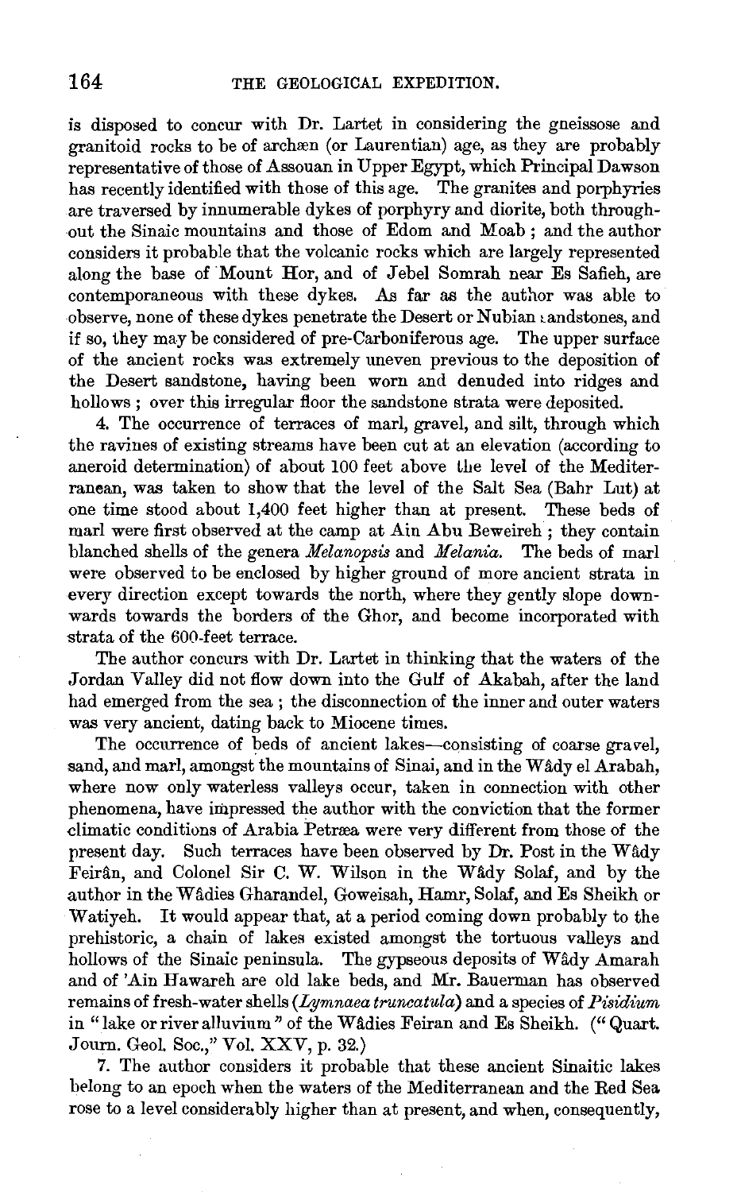is disposed to concur with Dr. Lartet in considering the gneissose and granitoid rocks to be of archæn (or Laurentian) age, as they are probably representative of those of Assouan in Upper Egypt, which Principal Dawson has recently identified with those of this age. The granites and porphyries are traversed by innumerable dykes of porphyry and diorite, both throughout the Sinaic mountains and those of Edom and Moab; and the author considers it probable that the volcanic rocks which are largely represented along the base of Mount Hor, and of Jebel Somrah near Es Safieh, are contemporaneous with these dykes. As far as the author was able to observe, none of these dykes penetrate the Desert or Nubian sandstones, and if so, they may be considered of pre-Carboniferous age. The upper surface of the ancient rocks was extremely uneven previous to the deposition of the Desert sandstone, having been worn and denuded into ridges and hollows; over this irregular floor the sandstone strata were deposited.

4. The occurrence of terraces of marl, gravel, and silt, through which the ravines of existing streams have been cut at an elevation (according to aneroid determination) of about 100 feet above the level of the Mediterranean, was taken to show that the level of the Salt Sea (Bahr Lut) at one time stood about 1,400 feet higher than at present. These beds of marl were first observed at the camp at Ain Abu Beweireh; they contain blanched shells of the genera *Melanopsis* and *Melania*. The beds of marl were observed to be enclosed by higher ground of more ancient strata in every direction except towards the north, where they gently slope downwards towards the borders of the Ghor, and become incorporated with strata of the 600-feet terrace.

The author concurs with Dr. Lartet in thinking that the waters of the Jordan Valley did not flow down into the Gulf of Akabah, after the land had emerged from the sea; the disconnection of the inner and outer waters was very ancient, dating back to Miocene times.

The occurrence of beds of ancient lakes—consisting of coarse gravel, sand, and marl, amongst the mountains of Sinai, and in the Wâdy el Arabah, where now only waterless valleys occur, taken in connection with other phenomena, have impressed the author with the conviction that the former climatic conditions of Arabia Petræa were very different from those of the present day. Such terraces have been observed by Dr. Post in the Wâdy Feirân, and Colonel Sir C. W. Wilson in the Wâdy Solaf, and by the author in the Wâdies Gharandel, Goweisah, Hamr, Solaf, and Es Sheikh or Watiyeh. It would appear that, at a period coming down probably to the prehistoric, a chain of lakes existed amongst the tortuous valleys and hollows of the Sinaic peninsula. The gypseous deposits of Wâdy Amarah and of 'Ain Hawareh are old lake beds, and Mr. Bauerman has observed remains of fresh-water shells (*Lymnaea truncatula*) and a species of *Pisidium* in "lake or river alluvium" of the Wâdies Feiran and Es Sheikh. ("Quart. Journ. Geol. Soc.," Vol. XXV, p. 32.)

7. The author considers it probable that these ancient Sinaitic lakes belong to an epoch when the waters of the Mediterranean and the Red Sea rose to a level considerably higher than at present, and when, consequently,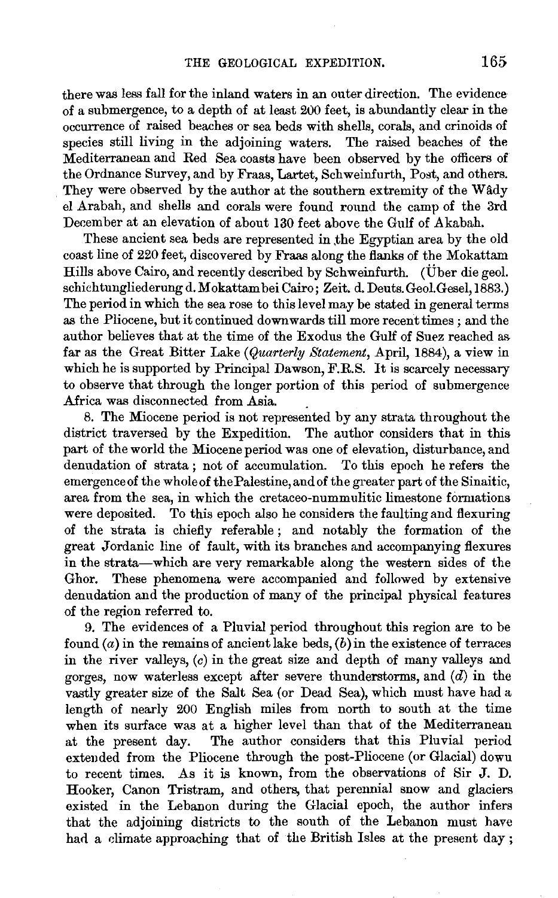there was less fall for the inland waters in an outer direction. The evidence of a submergence, to a depth of at least 200 feet, is abundantly clear in the occurrence of raised beaches or sea beds with shells, corals, and crinoids of species still living in the adjoining waters. The raised beaches of the Mediterranean and Red Sea coasts have been observed by the officers of the Ordnance Survey, and by Fraas, Lartet, Schweinfurth, Post, and others. They were observed by the author at the southern extremity of the Wâdy el Arabah, and shells and corals were found round the camp of the 3rd December at an elevation of about 130 feet above the Gulf of Akabah.

These ancient sea beds are represented in the Egyptian area by the old coast line of 220 feet, discovered by Fraas along the flanks of the Mokattam Hills above Cairo, and recently described by Schweinfurth. (Über die geol. schichtungliederung d. Mokattam bei Cairo; Zeit. d. Deuts. Geol. Gesel, 1883.) The period in which the sea rose to this level may be stated in general terms as the Pliocene, but it continued downwards till more recent times; and the author believes that at the time of the Exodus the Gulf of Suez reached as far as the Great Bitter Lake (*Quarterly Statement*, April, 1884), a view in which he is supported by Principal Dawson, F.R.S. It is scarcely necessary to observe that through the longer portion of this period of submergence Africa was disconnected from Asia.

8. The Miocene period is not represented by any strata throughout the district traversed by the Expedition. The author considers that in this part of the world the Miocene period was one of elevation, disturbance, and denudation of strata; not of accumulation. To this epoch he refers the emergence of the whole of the Palestine, and of the greater part of the Sinaitic, area from the sea, in which the cretaceo-nummulitic limestone formations were deposited. To this epoch also he considers the faulting and flexuring of the strata is chiefly referable; and notably the formation of the great Jordanic line of fault, with its branches and accompanying flexures in the strata—which are very remarkable along the western sides of the Ghor. These phenomena were accompanied and followed by extensive denudation and the production of many of the principal physical features of the region referred to.

9. The evidences of a Pluvial period throughout this region are to be found (*a*) in the remains of ancient lake beds, (*b*) in the existence of terraces in the river valleys, (*c*) in the great size and depth of many valleys and gorges, now waterless except after severe thunderstorms, and (*d*) in the vastly greater size of the Salt Sea (or Dead Sea), which must have had a length of nearly 200 English miles from north to south at the time when its surface was at a higher level than that of the Mediterranean at the present day. The author considers that this Pluvial period extended from the Pliocene through the post-Pliocene (or Glacial) down to recent times. As it is known, from the observations of Sir J. D. Hooker, Canon Tristram, and others, that perennial snow and glaciers existed in the Lebanon during the Glacial epoch, the author infers that the adjoining districts to the south of the Lebanon must have had a climate approaching that of the British Isles at the present day;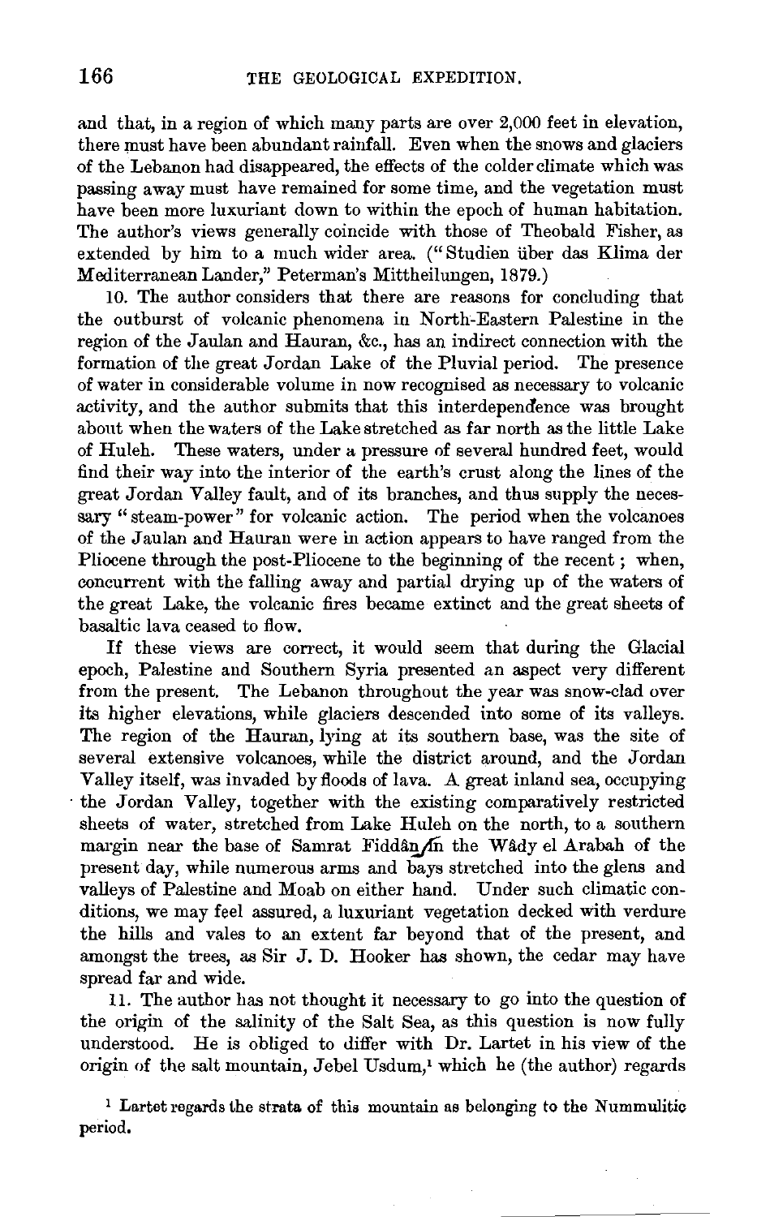and that, in a region of which many parts are over 2,000 feet in elevation, there must have been abundant rainfall. Even when the snows and glaciers of the Lebanon had disappeared, the effects of the colder climate which was passing away must have remained for some time, and the vegetation must have been more luxuriant down to within the epoch of human habitation. The author's views generally coincide with those of Theobald Fisher, as extended by him to a much wider area. ("Studien über das Klima der Mediterranean Lander," Peterman's Mittheilungen, 1879.)

10. The author considers that there are reasons for concluding that the outburst of volcanic phenomena in North-Eastern Palestine in the region of the Jaulan and Hauran, &c., has an indirect connection with the formation of the great Jordan Lake of the Pluvial period. The presence of water in considerable volume in now recognised as necessary to volcanic activity, and the author submits that this interdependence was brought about when the waters of the Lake stretched as far north as the little Lake of Huleh. These waters, under a pressure of several hundred feet, would find their way into the interior of the earth's crust along the lines of the great Jordan Valley fault, and of its branches, and thus supply the necessary "steam-power" for volcanic action. The period when the volcanoes of the Jaulan and Hauran were in action appears to have ranged from the Pliocene through the post-Pliocene to the beginning of the recent; when, concurrent with the falling away and partial drying up of the waters of the great Lake, the volcanic fires became extinct and the great sheets of basaltic lava ceased to flow.

If these views are correct, it would seem that during the Glacial epoch, Palestine and Southern Syria presented an aspect very different from the present. The Lebanon throughout the year was snow-clad over its higher elevations, while glaciers descended into some of its valleys. The region of the Hauran, lying at its southern base, was the site of several extensive volcanoes, while the district around, and the Jordan Valley itself, was invaded by floods of lava. A great inland sea, occupying the Jordan Valley, together with the existing comparatively restricted sheets of water, stretched from Lake Huleh on the north, to a southern margin near the base of Samrat Fiddân in the Wâdy el Arabah of the present day, while numerous arms and bays stretched into the glens and valleys of Palestine and Moab on either hand. Under such climatic conditions, we may feel assured, a luxuriant vegetation decked with verdure the hills and vales to an extent far beyond that of the present, and amongst the trees, as Sir J. D. Hooker has shown, the cedar may have spread far and wide.

11. The author has not thought it necessary to go into the question of the origin of the salinity of the Salt Sea, as this question is now fully understood. He is obliged to differ with Dr. Lartet in his view of the origin of the salt mountain, Jebel Usdum,[1] which he (the author) regards

[1] Lartet regards the strata of this mountain as belonging to the Nummulitic period.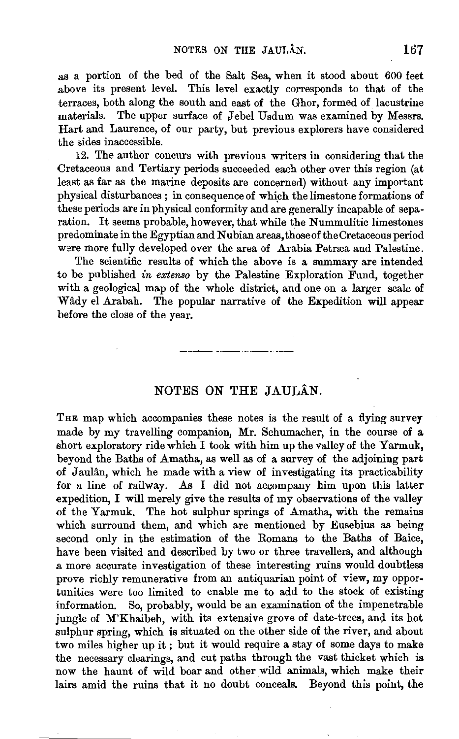as a portion of the bed of the Salt Sea, when it stood about 600 feet above its present level. This level exactly corresponds to that of the terraces, both along the south and east of the Ghor, formed of lacustrine materials. The upper surface of Jebel Usdum was examined by Messrs. Hart and Laurence, of our party, but previous explorers have considered the sides inaccessible.

12. The author concurs with previous writers in considering that the Cretaceous and Tertiary periods succeeded each other over this region (at least as far as the marine deposits are concerned) without any important physical disturbances ; in consequence of which the limestone formations of these periods are in physical conformity and are generally incapable of separation. It seems probable, however, that while the Nummulitic limestones predominate in the Egyptian and Nubian areas, those of the Cretaceous period were more fully developed over the area of Arabia Petræa and Palestine.

The scientific results of which the above is a summary are intended to be published *in extenso* by the Palestine Exploration Fund, together with a geological map of the whole district, and one on a larger scale of Wâdy el Arabah. The popular narrative of the Expedition will appear before the close of the year.

---

## NOTES ON THE JAULÂN.

THE map which accompanies these notes is the result of a flying survey made by my travelling companion, Mr. Schumacher, in the course of a short exploratory ride which I took with him up the valley of the Yarmuk, beyond the Baths of Amatha, as well as of a survey of the adjoining part of Jaulân, which he made with a view of investigating its practicability for a line of railway. As I did not accompany him upon this latter expedition, I will merely give the results of my observations of the valley of the Yarmuk. The hot sulphur springs of Amatha, with the remains which surround them, and which are mentioned by Eusebius as being second only in the estimation of the Romans to the Baths of Baice, have been visited and described by two or three travellers, and although a more accurate investigation of these interesting ruins would doubtless prove richly remunerative from an antiquarian point of view, my opportunities were too limited to enable me to add to the stock of existing information. So, probably, would be an examination of the impenetrable jungle of M'Khaibeh, with its extensive grove of date-trees, and its hot sulphur spring, which is situated on the other side of the river, and about two miles higher up it ; but it would require a stay of some days to make the necessary clearings, and cut paths through the vast thicket which is now the haunt of wild boar and other wild animals, which make their lairs amid the ruins that it no doubt conceals. Beyond this point, the